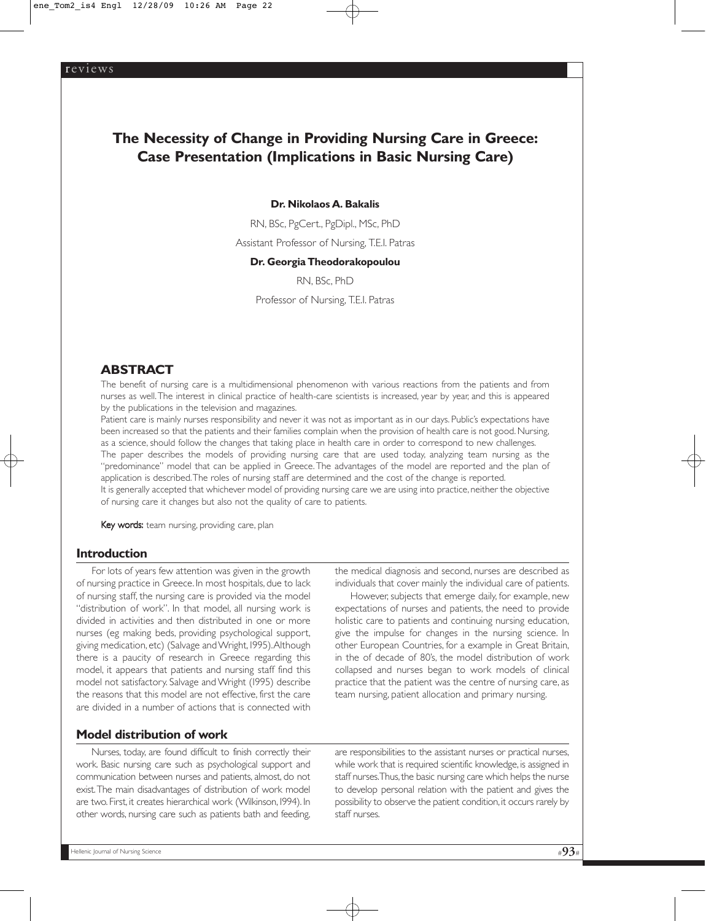# The Necessity of Change in Providing Nursing Care in Greece: Case Presentation (Implications in Basic Nursing Care)

**Dr. Nikolaos A. Bakalis**

RN, BSc, PgCert., PgDipl., MSc, PhD

Assistant Professor of Nursing, T.E.I. Patras

**Dr. Georgia Theodorakopoulou**

RN, BSc, PhD

Professor of Nursing, T.E.I. Patras

## ABSTRACT

The benefit of nursing care is a multidimensional phenomenon with various reactions from the patients and from nurses as well. The interest in clinical practice of health-care scientists is increased, year by year, and this is appeared by the publications in the television and magazines.

Patient care is mainly nurses responsibility and never it was not as important as in our days. Public's expectations have been increased so that the patients and their families complain when the provision of health care is not good. Nursing, as a science, should follow the changes that taking place in health care in order to correspond to new challenges.

The paper describes the models of providing nursing care that are used today, analyzing team nursing as the "predominance" model that can be applied in Greece. The advantages of the model are reported and the plan of application is described. The roles of nursing staff are determined and the cost of the change is reported.

It is generally accepted that whichever model of providing nursing care we are using into practice, neither the objective of nursing care it changes but also not the quality of care to patients.

**Key words:** team nursing, providing care, plan

## Introduction

For lots of years few attention was given in the growth of nursing practice in Greece. In most hospitals, due to lack of nursing staff, the nursing care is provided via the model "distribution of work". In that model, all nursing work is divided in activities and then distributed in one or more nurses (eg making beds, providing psychological support, giving medication, etc) (Salvage and Wright, 1995). Although there is a paucity of research in Greece regarding this model, it appears that patients and nursing staff find this model not satisfactory. Salvage and Wright (1995) describe the reasons that this model are not effective, first the care are divided in a number of actions that is connected with the medical diagnosis and second, nurses are described as individuals that cover mainly the individual care of patients.

However, subjects that emerge daily, for example, new expectations of nurses and patients, the need to provide holistic care to patients and continuing nursing education, give the impulse for changes in the nursing science. In other European Countries, for a example in Great Britain, in the of decade of 80's, the model distribution of work collapsed and nurses began to work models of clinical practice that the patient was the centre of nursing care, as team nursing, patient allocation and primary nursing.

## Model distribution of work

Nurses, today, are found difficult to finish correctly their work. Basic nursing care such as psychological support and communication between nurses and patients, almost, do not exist. The main disadvantages of distribution of work model are two. First, it creates hierarchical work (Wilkinson, 1994). In other words, nursing care such as patients bath and feeding, are responsibilities to the assistant nurses or practical nurses, while work that is required scientific knowledge, is assigned in staff nurses. Thus, the basic nursing care which helps the nurse to develop personal relation with the patient and gives the possibility to observe the patient condition, it occurs rarely by staff nurses.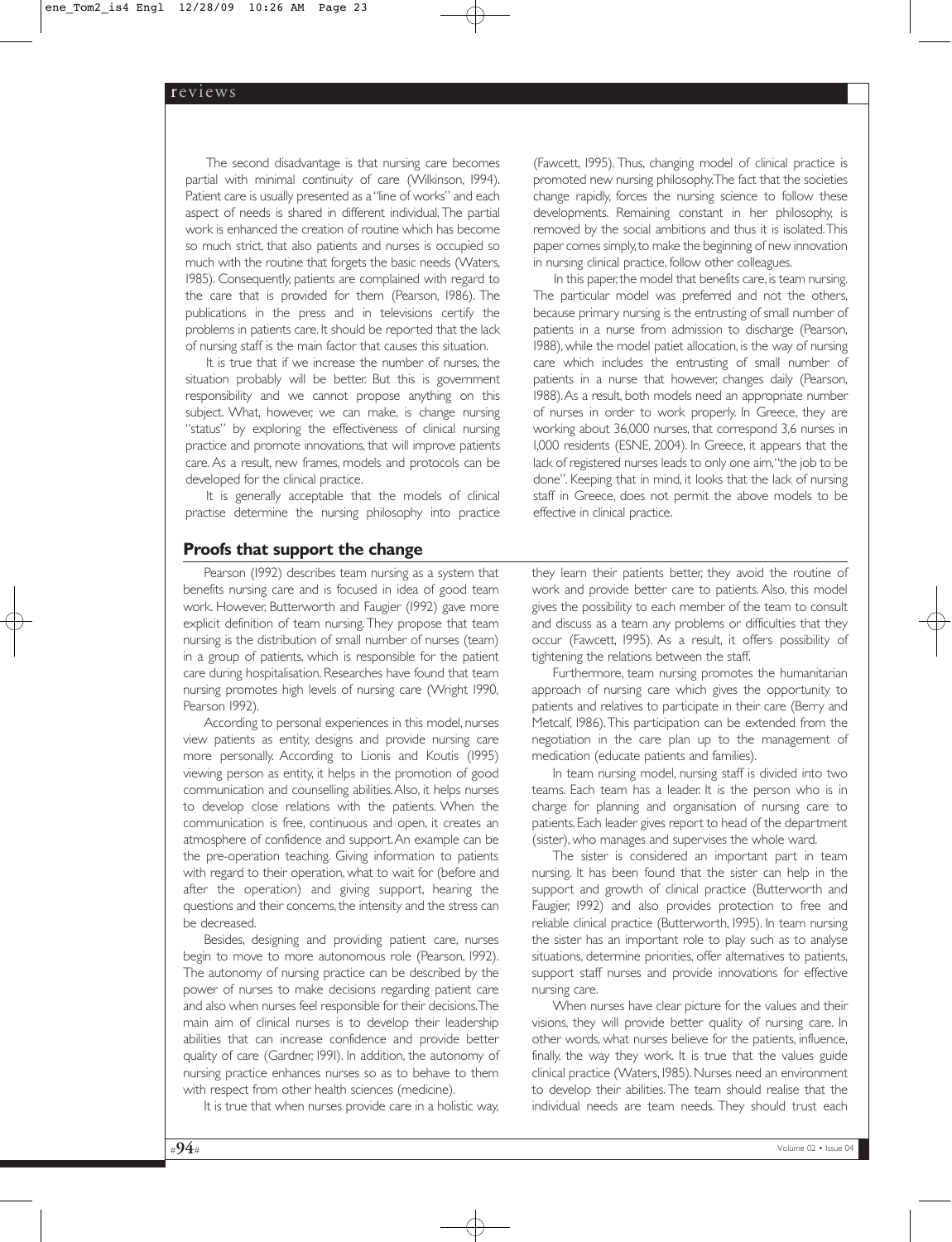The second disadvantage is that nursing care becomes partial with minimal continuity of care (Wilkinson, 1994). Patient care is usually presented as a "line of works" and each aspect of needs is shared in different individual. The partial work is enhanced the creation of routine which has become so much strict, that also patients and nurses is occupied so much with the routine that forgets the basic needs (Waters, 1985). Consequently, patients are complained with regard to the care that is provided for them (Pearson, 1986). The publications in the press and in televisions certify the problems in patients care. It should be reported that the lack of nursing staff is the main factor that causes this situation.

It is true that if we increase the number of nurses, the situation probably will be better. But this is government responsibility and we cannot propose anything on this subject. What, however, we can make, is change nursing "status" by exploring the effectiveness of clinical nursing practice and promote innovations, that will improve patients care. As a result, new frames, models and protocols can be developed for the clinical practice.

It is generally acceptable that the models of clinical practise determine the nursing philosophy into practice (Fawcett, 1995). Thus, changing model of clinical practice is promoted new nursing philosophy. The fact that the societies change rapidly, forces the nursing science to follow these developments. Remaining constant in her philosophy, is removed by the social ambitions and thus it is isolated. This paper comes simply, to make the beginning of new innovation in nursing clinical practice, follow other colleagues.

In this paper, the model that benefits care, is team nursing. The particular model was preferred and not the others, because primary nursing is the entrusting of small number of patients in a nurse from admission to discharge (Pearson, 1988), while the model patiet allocation, is the way of nursing care which includes the entrusting of small number of patients in a nurse that however, changes daily (Pearson, 1988). As a result, both models need an appropriate number of nurses in order to work properly. In Greece, they are working about 36,000 nurses, that correspond 3,6 nurses in 1,000 residents (ESNE, 2004). In Greece, it appears that the lack of registered nurses leads to only one aim, "the job to be done". Keeping that in mind, it looks that the lack of nursing staff in Greece, does not permit the above models to be effective in clinical practice.

## Proofs that support the change

Pearson (1992) describes team nursing as a system that benefits nursing care and is focused in idea of good team work. However, Butterworth and Faugier (1992) gave more explicit definition of team nursing. They propose that team nursing is the distribution of small number of nurses (team) in a group of patients, which is responsible for the patient care during hospitalisation. Researches have found that team nursing promotes high levels of nursing care (Wright 1990, Pearson 1992).

According to personal experiences in this model, nurses view patients as entity, designs and provide nursing care more personally. According to Lionis and Koutis (1995) viewing person as entity, it helps in the promotion of good communication and counselling abilities. Also, it helps nurses to develop close relations with the patients. When the communication is free, continuous and open, it creates an atmosphere of confidence and support. An example can be the pre-operation teaching. Giving information to patients with regard to their operation, what to wait for (before and after the operation) and giving support, hearing the questions and their concerns, the intensity and the stress can be decreased.

Besides, designing and providing patient care, nurses begin to move to more autonomous role (Pearson, 1992). The autonomy of nursing practice can be described by the power of nurses to make decisions regarding patient care and also when nurses feel responsible for their decisions. The main aim of clinical nurses is to develop their leadership abilities that can increase confidence and provide better quality of care (Gardner, 1991). In addition, the autonomy of nursing practice enhances nurses so as to behave to them with respect from other health sciences (medicine).

It is true that when nurses provide care in a holistic way, they learn their patients better, they avoid the routine of work and provide better care to patients. Also, this model gives the possibility to each member of the team to consult and discuss as a team any problems or difficulties that they occur (Fawcett, 1995). As a result, it offers possibility of tightening the relations between the staff.

Furthermore, team nursing promotes the humanitarian approach of nursing care which gives the opportunity to patients and relatives to participate in their care (Berry and Metcalf, 1986). This participation can be extended from the negotiation in the care plan up to the management of medication (educate patients and families).

In team nursing model, nursing staff is divided into two teams. Each team has a leader. It is the person who is in charge for planning and organisation of nursing care to patients. Each leader gives report to head of the department (sister), who manages and supervises the whole ward.

The sister is considered an important part in team nursing. It has been found that the sister can help in the support and growth of clinical practice (Butterworth and Faugier, 1992) and also provides protection to free and reliable clinical practice (Butterworth, 1995). In team nursing the sister has an important role to play such as to analyse situations, determine priorities, offer alternatives to patients, support staff nurses and provide innovations for effective nursing care.

When nurses have clear picture for the values and their visions, they will provide better quality of nursing care. In other words, what nurses believe for the patients, influence, finally, the way they work. It is true that the values guide clinical practice (Waters, 1985). Nurses need an environment to develop their abilities. The team should realise that the individual needs are team needs. They should trust each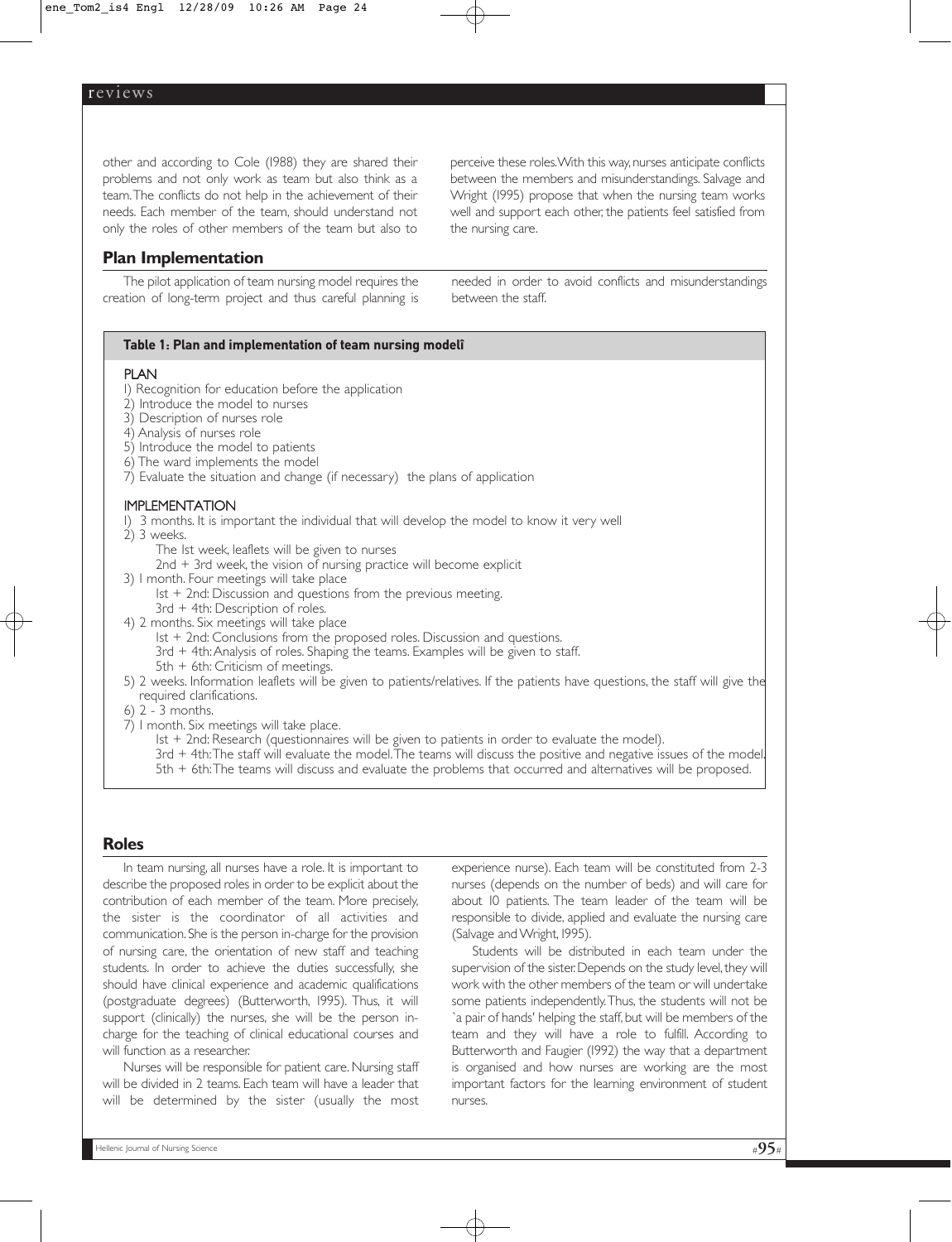other and according to Cole (1988) they are shared their problems and not only work as team but also think as a team. The conflicts do not help in the achievement of their needs. Each member of the team, should understand not only the roles of other members of the team but also to perceive these roles. With this way, nurses anticipate conflicts between the members and misunderstandings. Salvage and Wright (1995) propose that when the nursing team works well and support each other, the patients feel satisfied from the nursing care.

## Plan Implementation

The pilot application of team nursing model requires the creation of long-term project and thus careful planning is needed in order to avoid conflicts and misunderstandings between the staff.

**Table 1: Plan and implementation of team nursing modelî**

PLAN

1) Recognition for education before the application
2) Introduce the model to nurses
3) Description of nurses role
4) Analysis of nurses role
5) Introduce the model to patients
6) The ward implements the model
7) Evaluate the situation and change (if necessary) the plans of application

IMPLEMENTATION

1) 3 months. It is important the individual that will develop the model to know it very well
2) 3 weeks.
   - The 1st week, leaflets will be given to nurses
   - 2nd + 3rd week, the vision of nursing practice will become explicit
3) 1 month. Four meetings will take place
   - 1st + 2nd: Discussion and questions from the previous meeting.
   - 3rd + 4th: Description of roles.
4) 2 months. Six meetings will take place
   - 1st + 2nd: Conclusions from the proposed roles. Discussion and questions.
   - 3rd + 4th: Analysis of roles. Shaping the teams. Examples will be given to staff.
   - 5th + 6th: Criticism of meetings.
5) 2 weeks. Information leaflets will be given to patients/relatives. If the patients have questions, the staff will give the required clarifications.
6) 2 - 3 months.
7) 1 month. Six meetings will take place.
   - 1st + 2nd: Research (questionnaires will be given to patients in order to evaluate the model).
   - 3rd + 4th: The staff will evaluate the model. The teams will discuss the positive and negative issues of the model.
   - 5th + 6th: The teams will discuss and evaluate the problems that occurred and alternatives will be proposed.

## Roles

In team nursing, all nurses have a role. It is important to describe the proposed roles in order to be explicit about the contribution of each member of the team. More precisely, the sister is the coordinator of all activities and communication. She is the person in-charge for the provision of nursing care, the orientation of new staff and teaching students. In order to achieve the duties successfully, she should have clinical experience and academic qualifications (postgraduate degrees) (Butterworth, 1995). Thus, it will support (clinically) the nurses, she will be the person in-charge for the teaching of clinical educational courses and will function as a researcher.

Nurses will be responsible for patient care. Nursing staff will be divided in 2 teams. Each team will have a leader that will be determined by the sister (usually the most experience nurse). Each team will be constituted from 2-3 nurses (depends on the number of beds) and will care for about 10 patients. The team leader of the team will be responsible to divide, applied and evaluate the nursing care (Salvage and Wright, 1995).

Students will be distributed in each team under the supervision of the sister. Depends on the study level, they will work with the other members of the team or will undertake some patients independently. Thus, the students will not be `a pair of hands' helping the staff, but will be members of the team and they will have a role to fulfill. According to Butterworth and Faugier (1992) the way that a department is organised and how nurses are working are the most important factors for the learning environment of student nurses.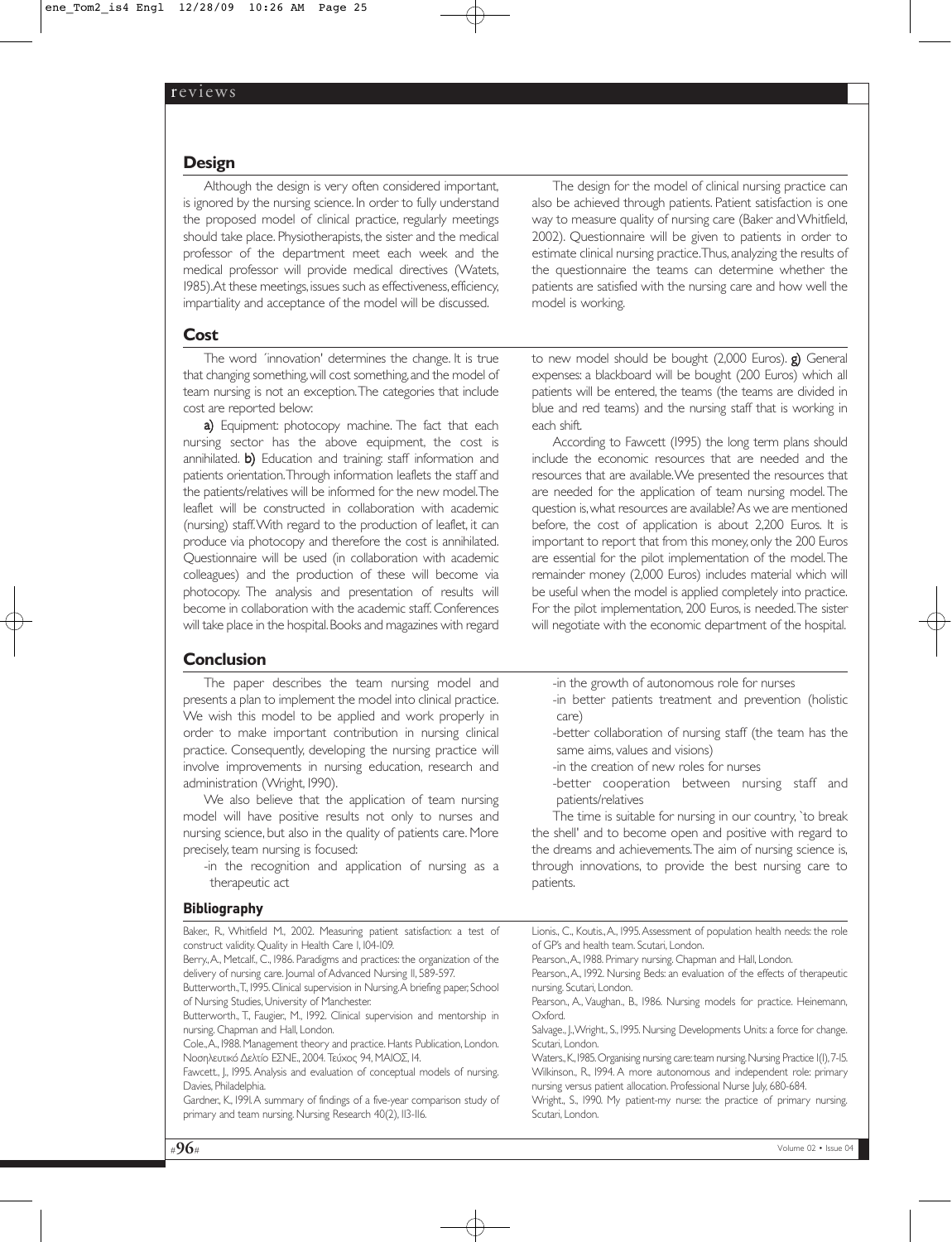## Design

Although the design is very often considered important, is ignored by the nursing science. In order to fully understand the proposed model of clinical practice, regularly meetings should take place. Physiotherapists, the sister and the medical professor of the department meet each week and the medical professor will provide medical directives (Watets, 1985). At these meetings, issues such as effectiveness, efficiency, impartiality and acceptance of the model will be discussed.

The design for the model of clinical nursing practice can also be achieved through patients. Patient satisfaction is one way to measure quality of nursing care (Baker and Whitfield, 2002). Questionnaire will be given to patients in order to estimate clinical nursing practice. Thus, analyzing the results of the questionnaire the teams can determine whether the patients are satisfied with the nursing care and how well the model is working.

## Cost

The word ´innovation' determines the change. It is true that changing something, will cost something, and the model of team nursing is not an exception. The categories that include cost are reported below:

**a)** Equipment: photocopy machine. The fact that each nursing sector has the above equipment, the cost is annihilated. **b)** Education and training: staff information and patients orientation. Through information leaflets the staff and the patients/relatives will be informed for the new model. The leaflet will be constructed in collaboration with academic (nursing) staff. With regard to the production of leaflet, it can produce via photocopy and therefore the cost is annihilated. Questionnaire will be used (in collaboration with academic colleagues) and the production of these will become via photocopy. The analysis and presentation of results will become in collaboration with the academic staff. Conferences will take place in the hospital. Books and magazines with regard to new model should be bought (2,000 Euros). **g)** General expenses: a blackboard will be bought (200 Euros) which all patients will be entered, the teams (the teams are divided in blue and red teams) and the nursing staff that is working in each shift.

According to Fawcett (1995) the long term plans should include the economic resources that are needed and the resources that are available. We presented the resources that are needed for the application of team nursing model. The question is, what resources are available? As we are mentioned before, the cost of application is about 2,200 Euros. It is important to report that from this money, only the 200 Euros are essential for the pilot implementation of the model. The remainder money (2,000 Euros) includes material which will be useful when the model is applied completely into practice. For the pilot implementation, 200 Euros, is needed. The sister will negotiate with the economic department of the hospital.

## Conclusion

The paper describes the team nursing model and presents a plan to implement the model into clinical practice. We wish this model to be applied and work properly in order to make important contribution in nursing clinical practice. Consequently, developing the nursing practice will involve improvements in nursing education, research and administration (Wright, 1990).

We also believe that the application of team nursing model will have positive results not only to nurses and nursing science, but also in the quality of patients care. More precisely, team nursing is focused:

- in the recognition and application of nursing as a therapeutic act
- in the growth of autonomous role for nurses
- in better patients treatment and prevention (holistic care)
- better collaboration of nursing staff (the team has the same aims, values and visions)
- in the creation of new roles for nurses
- better cooperation between nursing staff and patients/relatives

The time is suitable for nursing in our country, `to break the shell' and to become open and positive with regard to the dreams and achievements. The aim of nursing science is, through innovations, to provide the best nursing care to patients.

## Bibliography

Baker., R., Whitfield M., 2002. Measuring patient satisfaction: a test of construct validity. Quality in Health Care 1, 104-109.

Berry., A., Metcalf., C., 1986. Paradigms and practices: the organization of the delivery of nursing care. Journal of Advanced Nursing 11, 589-597.

Butterworth., T., 1995. Clinical supervision in Nursing. A briefing paper, School of Nursing Studies, University of Manchester.

Butterworth., T., Faugier., M., 1992. Clinical supervision and mentorship in nursing. Chapman and Hall, London.

Cole., A., 1988. Management theory and practice. Hants Publication, London.

Νοσηλευτικό Δελτίο ΕΣΝΕ., 2004. Τεύχος 94, ΜΑΙΟΣ, 14.

Fawcett., J., 1995. Analysis and evaluation of conceptual models of nursing. Davies, Philadelphia.

Gardner., K., 1991. A summary of findings of a five-year comparison study of primary and team nursing. Nursing Research 40(2), 113-116.

Lionis., C., Koutis., A., 1995. Assessment of population health needs: the role of GP's and health team. Scutari, London.

Pearson., A., 1988. Primary nursing. Chapman and Hall, London.

Pearson., A., 1992. Nursing Beds: an evaluation of the effects of therapeutic nursing. Scutari, London.

Pearson., A., Vaughan., B., 1986. Nursing models for practice. Heinemann, Oxford.

Salvage., J., Wright., S., 1995. Nursing Developments Units: a force for change. Scutari, London.

Waters., K., 1985. Organising nursing care: team nursing. Nursing Practice 1(1), 7-15.

Wilkinson., R., 1994. A more autonomous and independent role: primary nursing versus patient allocation. Professional Nurse July, 680-684.

Wright., S., 1990. My patient-my nurse: the practice of primary nursing. Scutari, London.